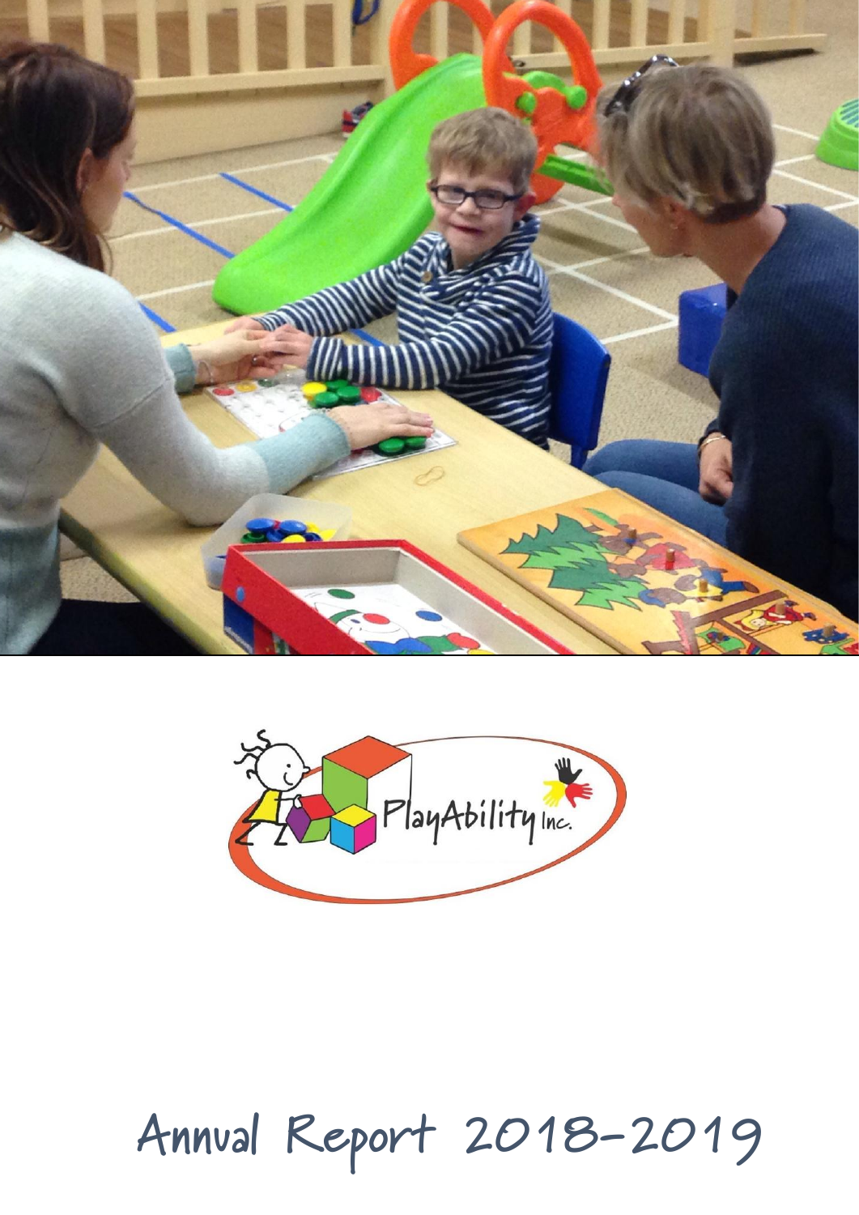PlayAbility Inc.

# Annual Report 2018-2019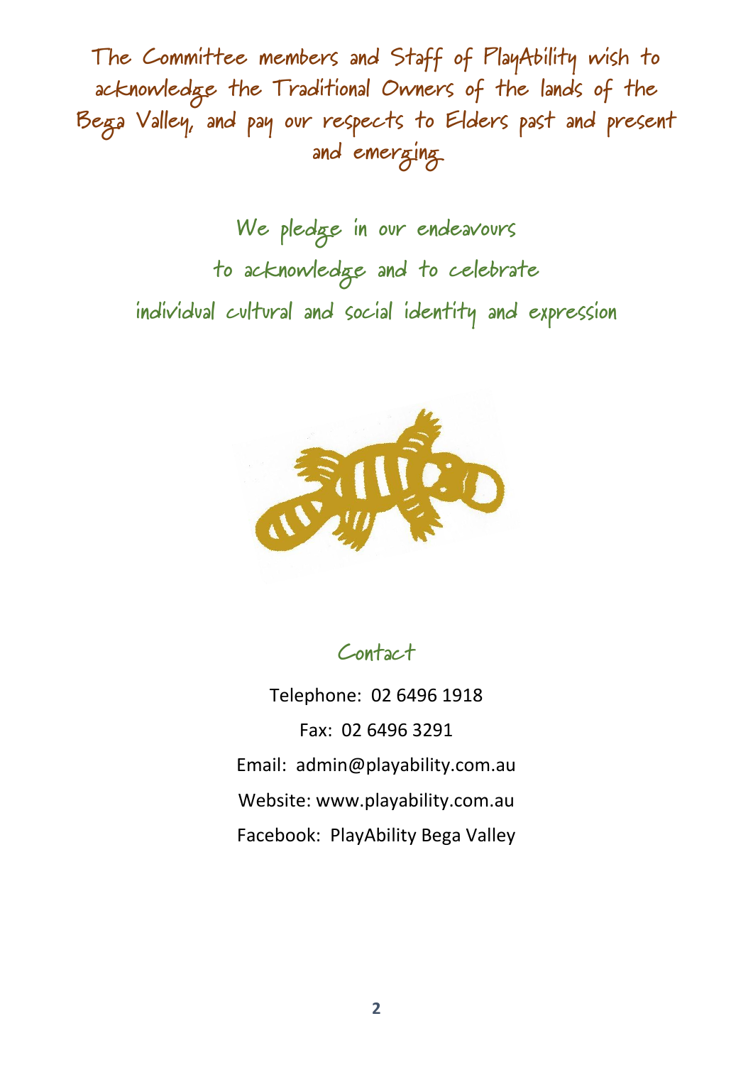The Committee members and Staff of PlayAbility wish to acknowledge the Traditional Owners of the lands of the Bega Valley, and pay our respects to Elders past and present and emerging

We pledge in our endeavours
to acknowledge and to celebrate
individual cultural and social identity and expression

## Contact

Telephone: 02 6496 1918

Fax: 02 6496 3291

Email: admin@playability.com.au

Website: www.playability.com.au

Facebook: PlayAbility Bega Valley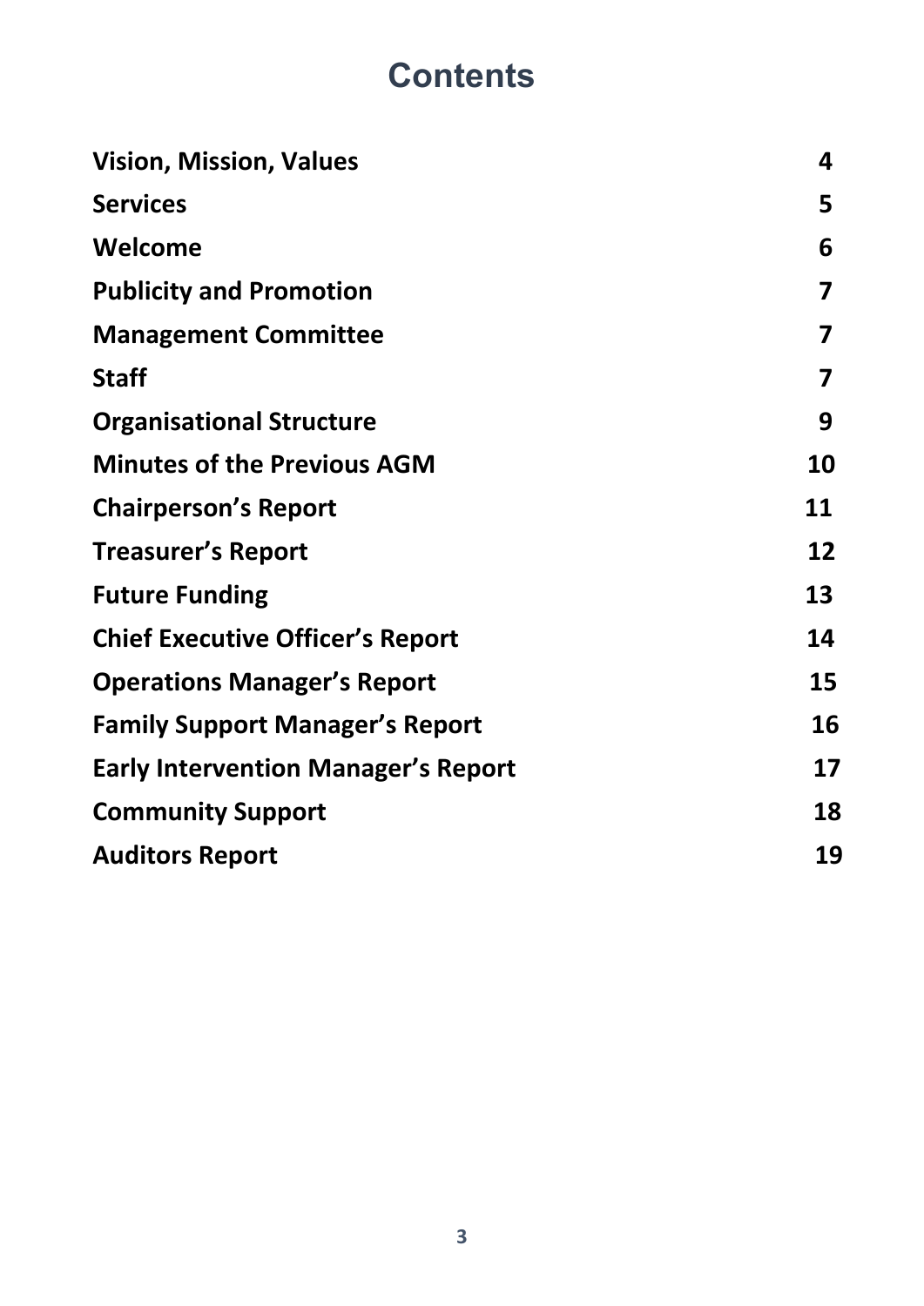# Contents

| | |
|---|---|
| **Vision, Mission, Values** | **4** |
| **Services** | **5** |
| **Welcome** | **6** |
| **Publicity and Promotion** | **7** |
| **Management Committee** | **7** |
| **Staff** | **7** |
| **Organisational Structure** | **9** |
| **Minutes of the Previous AGM** | **10** |
| **Chairperson's Report** | **11** |
| **Treasurer's Report** | **12** |
| **Future Funding** | **13** |
| **Chief Executive Officer's Report** | **14** |
| **Operations Manager's Report** | **15** |
| **Family Support Manager's Report** | **16** |
| **Early Intervention Manager's Report** | **17** |
| **Community Support** | **18** |
| **Auditors Report** | **19** |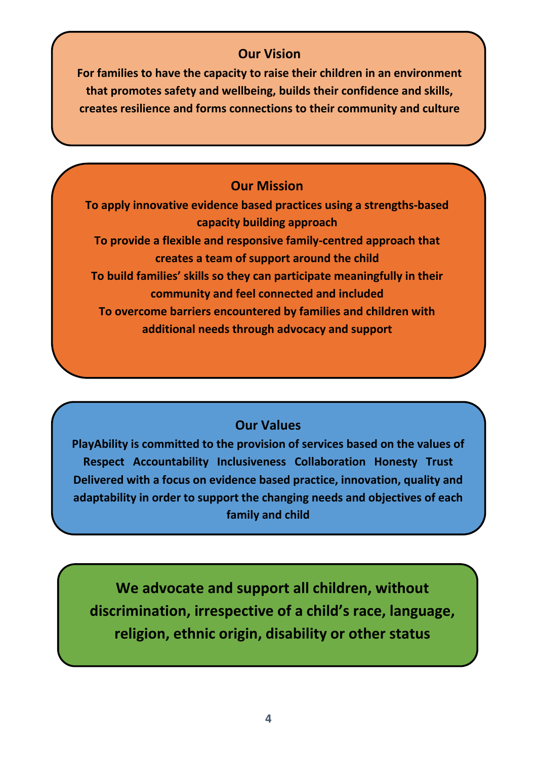## Our Vision

**For families to have the capacity to raise their children in an environment that promotes safety and wellbeing, builds their confidence and skills, creates resilience and forms connections to their community and culture**

## Our Mission

**To apply innovative evidence based practices using a strengths-based capacity building approach**

**To provide a flexible and responsive family-centred approach that creates a team of support around the child**

**To build families' skills so they can participate meaningfully in their community and feel connected and included**

**To overcome barriers encountered by families and children with additional needs through advocacy and support**

## Our Values

**PlayAbility is committed to the provision of services based on the values of**

**Respect Accountability Inclusiveness Collaboration Honesty Trust**

**Delivered with a focus on evidence based practice, innovation, quality and adaptability in order to support the changing needs and objectives of each family and child**

**We advocate and support all children, without discrimination, irrespective of a child's race, language, religion, ethnic origin, disability or other status**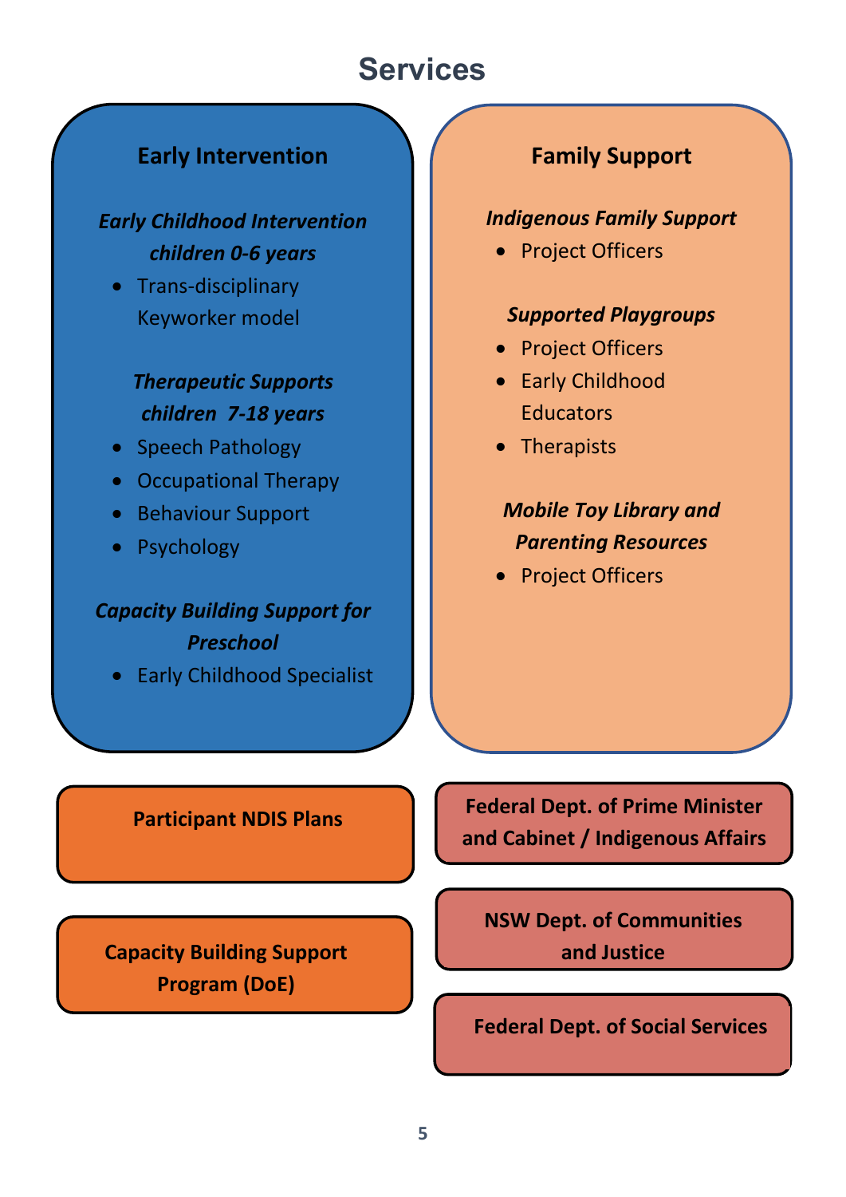# Services

## Early Intervention

***Early Childhood Intervention children 0-6 years***

- Trans-disciplinary Keyworker model

***Therapeutic Supports children 7-18 years***

- Speech Pathology
- Occupational Therapy
- Behaviour Support
- Psychology

***Capacity Building Support for Preschool***

- Early Childhood Specialist

## Family Support

***Indigenous Family Support***

- Project Officers

***Supported Playgroups***

- Project Officers
- Early Childhood Educators
- Therapists

***Mobile Toy Library and Parenting Resources***

- Project Officers

**Participant NDIS Plans**

**Capacity Building Support Program (DoE)**

**Federal Dept. of Prime Minister and Cabinet / Indigenous Affairs**

**NSW Dept. of Communities and Justice**

**Federal Dept. of Social Services**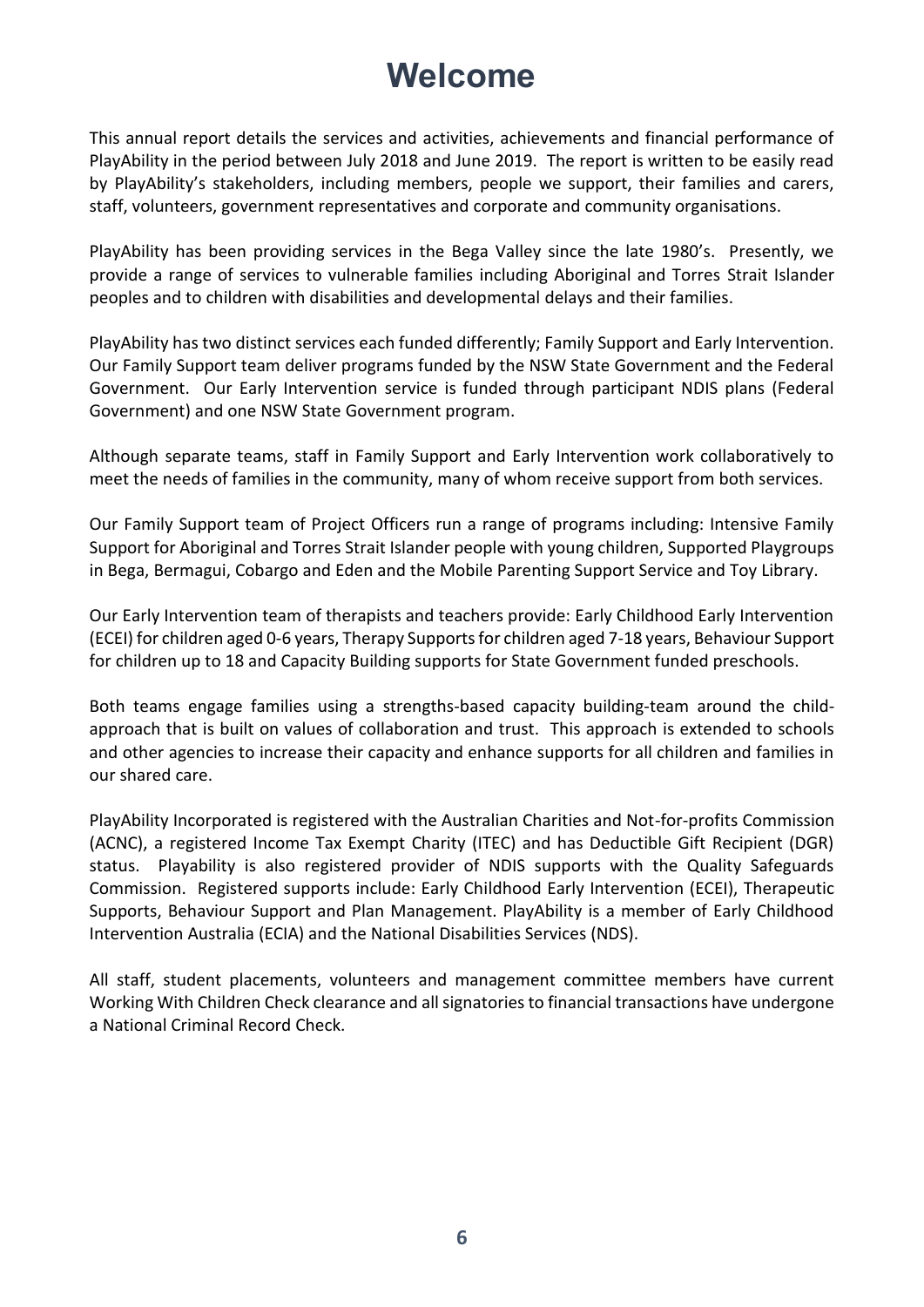# Welcome

This annual report details the services and activities, achievements and financial performance of PlayAbility in the period between July 2018 and June 2019. The report is written to be easily read by PlayAbility's stakeholders, including members, people we support, their families and carers, staff, volunteers, government representatives and corporate and community organisations.

PlayAbility has been providing services in the Bega Valley since the late 1980's. Presently, we provide a range of services to vulnerable families including Aboriginal and Torres Strait Islander peoples and to children with disabilities and developmental delays and their families.

PlayAbility has two distinct services each funded differently; Family Support and Early Intervention. Our Family Support team deliver programs funded by the NSW State Government and the Federal Government. Our Early Intervention service is funded through participant NDIS plans (Federal Government) and one NSW State Government program.

Although separate teams, staff in Family Support and Early Intervention work collaboratively to meet the needs of families in the community, many of whom receive support from both services.

Our Family Support team of Project Officers run a range of programs including: Intensive Family Support for Aboriginal and Torres Strait Islander people with young children, Supported Playgroups in Bega, Bermagui, Cobargo and Eden and the Mobile Parenting Support Service and Toy Library.

Our Early Intervention team of therapists and teachers provide: Early Childhood Early Intervention (ECEI) for children aged 0-6 years, Therapy Supports for children aged 7-18 years, Behaviour Support for children up to 18 and Capacity Building supports for State Government funded preschools.

Both teams engage families using a strengths-based capacity building-team around the child-approach that is built on values of collaboration and trust. This approach is extended to schools and other agencies to increase their capacity and enhance supports for all children and families in our shared care.

PlayAbility Incorporated is registered with the Australian Charities and Not-for-profits Commission (ACNC), a registered Income Tax Exempt Charity (ITEC) and has Deductible Gift Recipient (DGR) status. Playability is also registered provider of NDIS supports with the Quality Safeguards Commission. Registered supports include: Early Childhood Early Intervention (ECEI), Therapeutic Supports, Behaviour Support and Plan Management. PlayAbility is a member of Early Childhood Intervention Australia (ECIA) and the National Disabilities Services (NDS).

All staff, student placements, volunteers and management committee members have current Working With Children Check clearance and all signatories to financial transactions have undergone a National Criminal Record Check.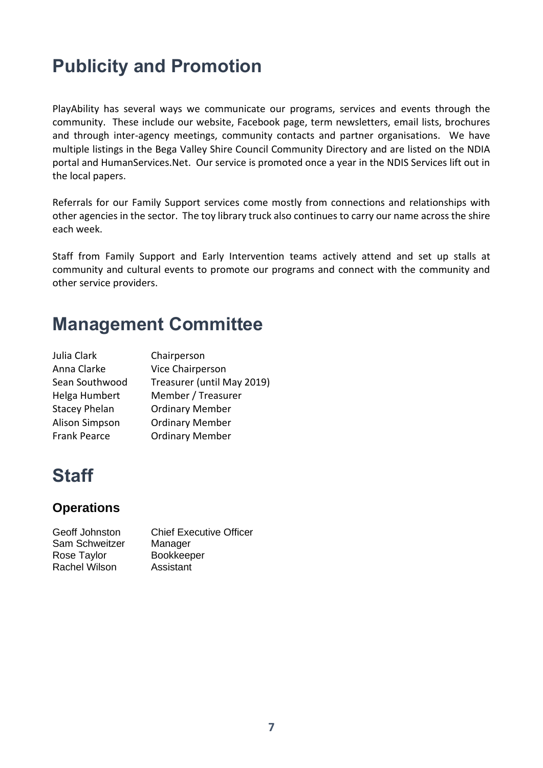# Publicity and Promotion

PlayAbility has several ways we communicate our programs, services and events through the community. These include our website, Facebook page, term newsletters, email lists, brochures and through inter-agency meetings, community contacts and partner organisations. We have multiple listings in the Bega Valley Shire Council Community Directory and are listed on the NDIA portal and HumanServices.Net. Our service is promoted once a year in the NDIS Services lift out in the local papers.

Referrals for our Family Support services come mostly from connections and relationships with other agencies in the sector. The toy library truck also continues to carry our name across the shire each week.

Staff from Family Support and Early Intervention teams actively attend and set up stalls at community and cultural events to promote our programs and connect with the community and other service providers.

# Management Committee

| | |
|---|---|
| Julia Clark | Chairperson |
| Anna Clarke | Vice Chairperson |
| Sean Southwood | Treasurer (until May 2019) |
| Helga Humbert | Member / Treasurer |
| Stacey Phelan | Ordinary Member |
| Alison Simpson | Ordinary Member |
| Frank Pearce | Ordinary Member |

# Staff

## Operations

| | |
|---|---|
| Geoff Johnston | Chief Executive Officer |
| Sam Schweitzer | Manager |
| Rose Taylor | Bookkeeper |
| Rachel Wilson | Assistant |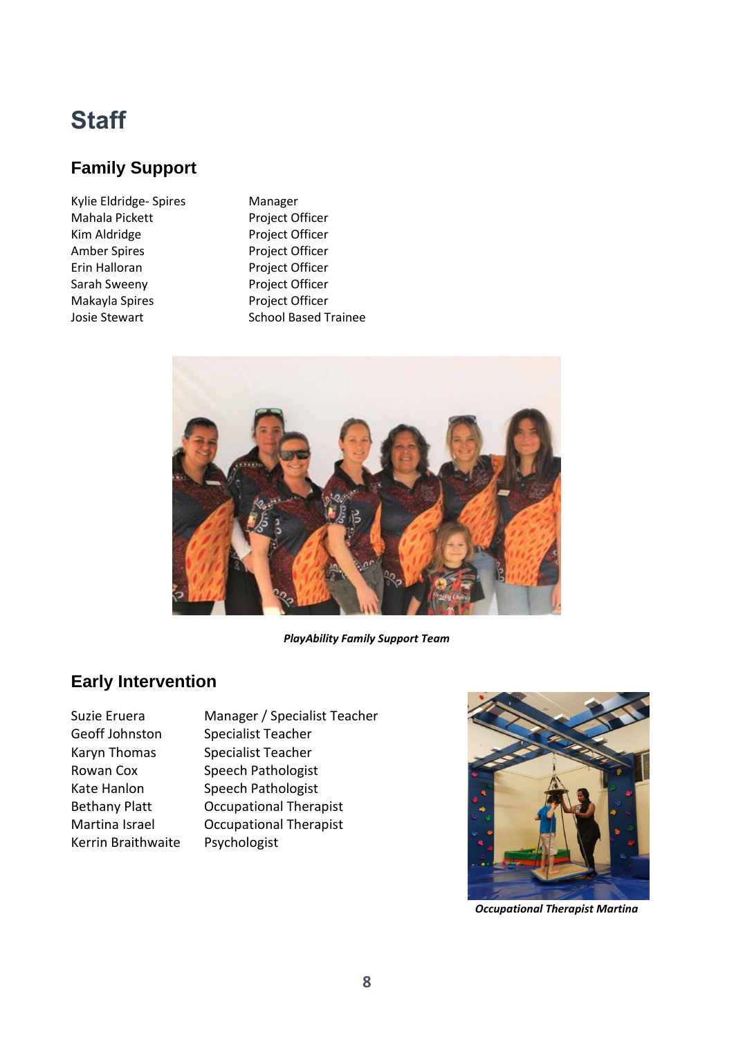# Staff

## Family Support

| | |
|---|---|
| Kylie Eldridge- Spires | Manager |
| Mahala Pickett | Project Officer |
| Kim Aldridge | Project Officer |
| Amber Spires | Project Officer |
| Erin Halloran | Project Officer |
| Sarah Sweeny | Project Officer |
| Makayla Spires | Project Officer |
| Josie Stewart | School Based Trainee |

***PlayAbility Family Support Team***

## Early Intervention

| | |
|---|---|
| Suzie Eruera | Manager / Specialist Teacher |
| Geoff Johnston | Specialist Teacher |
| Karyn Thomas | Specialist Teacher |
| Rowan Cox | Speech Pathologist |
| Kate Hanlon | Speech Pathologist |
| Bethany Platt | Occupational Therapist |
| Martina Israel | Occupational Therapist |
| Kerrin Braithwaite | Psychologist |

***Occupational Therapist Martina***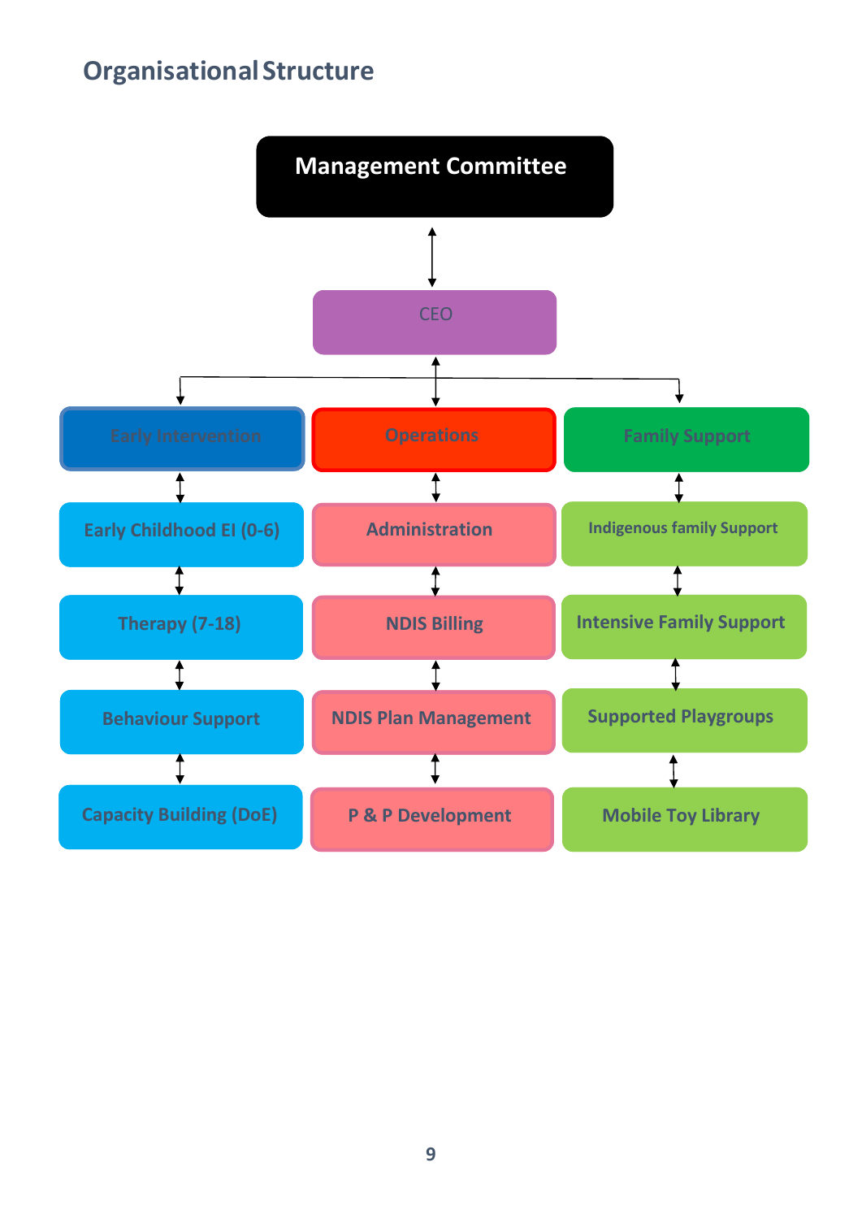## Organisational Structure

- **Management Committee**
  - CEO
    - Early Intervention
      - Early Childhood EI (0-6)
      - Therapy (7-18)
      - Behaviour Support
      - Capacity Building (DoE)
    - Operations
      - Administration
      - NDIS Billing
      - NDIS Plan Management
      - P & P Development
    - Family Support
      - Indigenous family Support
      - Intensive Family Support
      - Supported Playgroups
      - Mobile Toy Library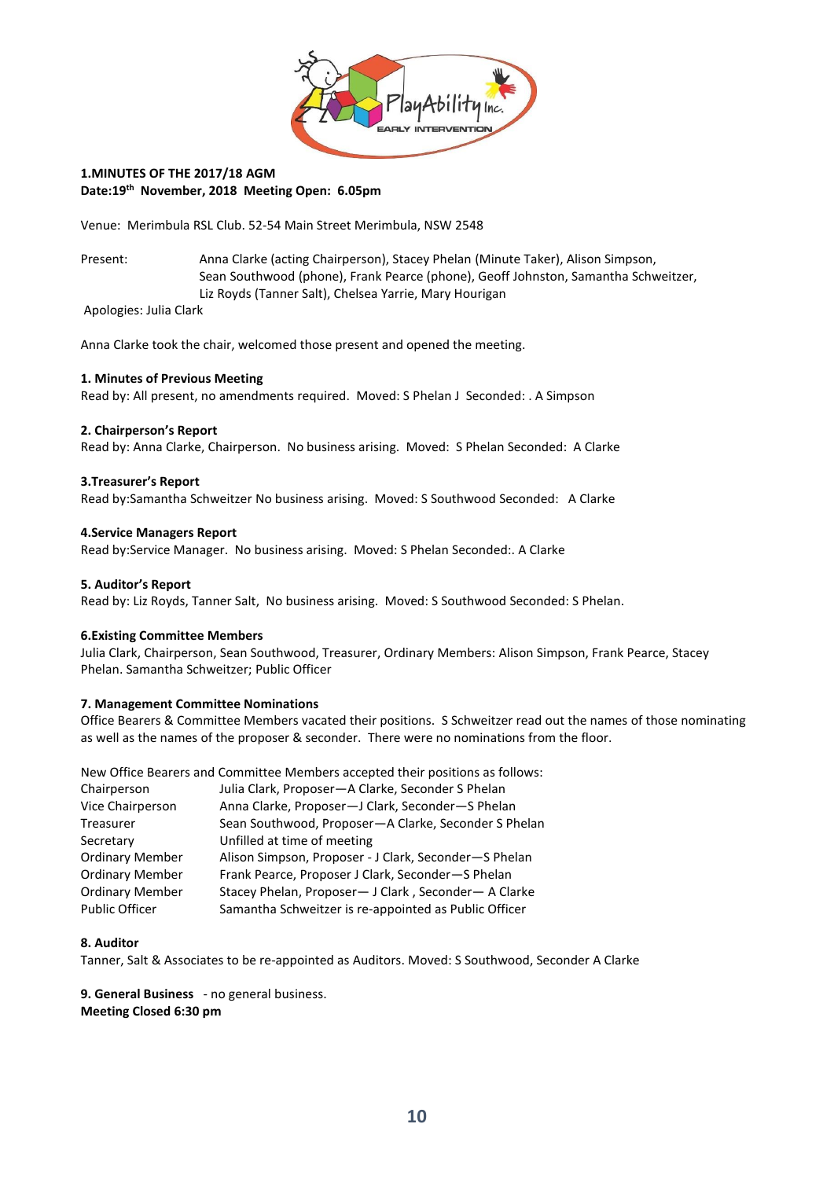**1.MINUTES OF THE 2017/18 AGM**
**Date:19th November, 2018 Meeting Open: 6.05pm**

Venue: Merimbula RSL Club. 52-54 Main Street Merimbula, NSW 2548

Present: Anna Clarke (acting Chairperson), Stacey Phelan (Minute Taker), Alison Simpson, Sean Southwood (phone), Frank Pearce (phone), Geoff Johnston, Samantha Schweitzer, Liz Royds (Tanner Salt), Chelsea Yarrie, Mary Hourigan

Apologies: Julia Clark

Anna Clarke took the chair, welcomed those present and opened the meeting.

**1. Minutes of Previous Meeting**
Read by: All present, no amendments required. Moved: S Phelan J Seconded: . A Simpson

**2. Chairperson's Report**
Read by: Anna Clarke, Chairperson. No business arising. Moved: S Phelan Seconded: A Clarke

**3.Treasurer's Report**
Read by:Samantha Schweitzer No business arising. Moved: S Southwood Seconded: A Clarke

**4.Service Managers Report**
Read by:Service Manager. No business arising. Moved: S Phelan Seconded:. A Clarke

**5. Auditor's Report**
Read by: Liz Royds, Tanner Salt, No business arising. Moved: S Southwood Seconded: S Phelan.

**6.Existing Committee Members**
Julia Clark, Chairperson, Sean Southwood, Treasurer, Ordinary Members: Alison Simpson, Frank Pearce, Stacey Phelan. Samantha Schweitzer; Public Officer

**7. Management Committee Nominations**
Office Bearers & Committee Members vacated their positions. S Schweitzer read out the names of those nominating as well as the names of the proposer & seconder. There were no nominations from the floor.

New Office Bearers and Committee Members accepted their positions as follows:

| | |
|---|---|
| Chairperson | Julia Clark, Proposer—A Clarke, Seconder S Phelan |
| Vice Chairperson | Anna Clarke, Proposer—J Clark, Seconder—S Phelan |
| Treasurer | Sean Southwood, Proposer—A Clarke, Seconder S Phelan |
| Secretary | Unfilled at time of meeting |
| Ordinary Member | Alison Simpson, Proposer - J Clark, Seconder—S Phelan |
| Ordinary Member | Frank Pearce, Proposer J Clark, Seconder—S Phelan |
| Ordinary Member | Stacey Phelan, Proposer— J Clark , Seconder— A Clarke |
| Public Officer | Samantha Schweitzer is re-appointed as Public Officer |

**8. Auditor**
Tanner, Salt & Associates to be re-appointed as Auditors. Moved: S Southwood, Seconder A Clarke

**9. General Business** - no general business.
**Meeting Closed 6:30 pm**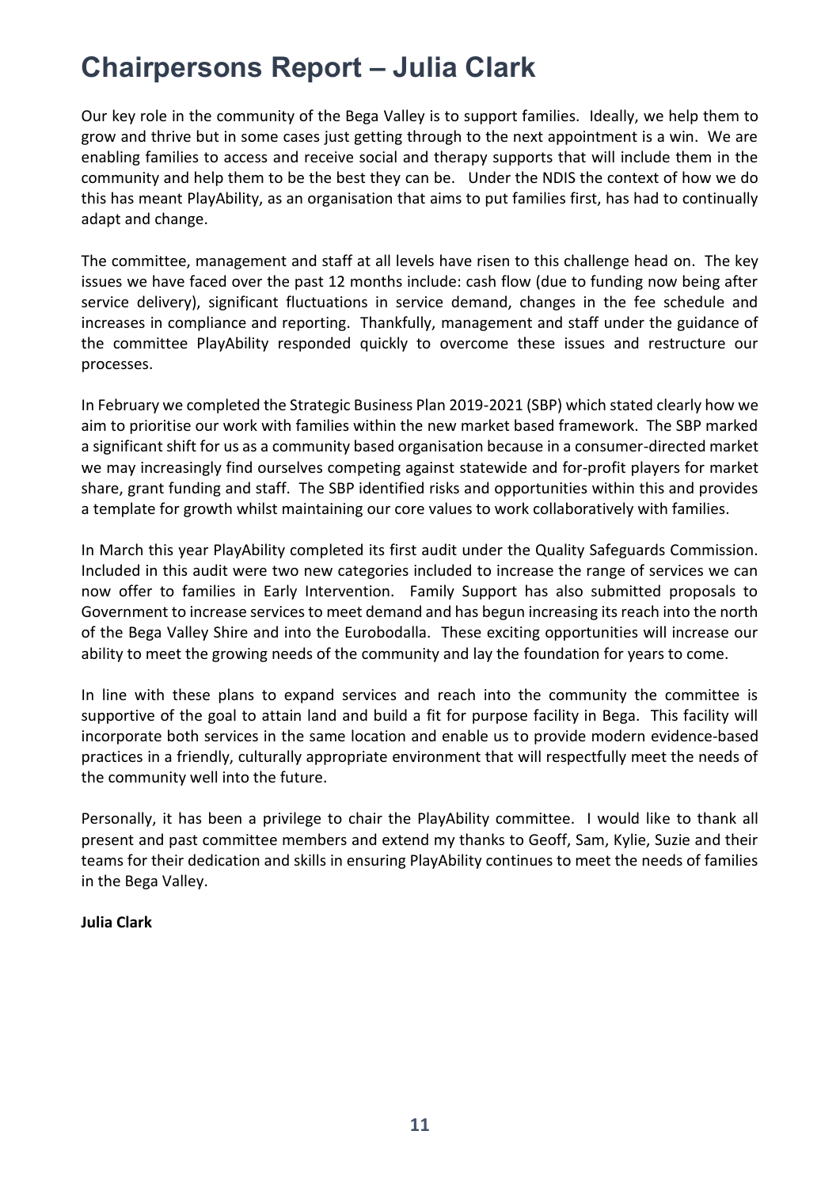# Chairpersons Report – Julia Clark

Our key role in the community of the Bega Valley is to support families. Ideally, we help them to grow and thrive but in some cases just getting through to the next appointment is a win. We are enabling families to access and receive social and therapy supports that will include them in the community and help them to be the best they can be. Under the NDIS the context of how we do this has meant PlayAbility, as an organisation that aims to put families first, has had to continually adapt and change.

The committee, management and staff at all levels have risen to this challenge head on. The key issues we have faced over the past 12 months include: cash flow (due to funding now being after service delivery), significant fluctuations in service demand, changes in the fee schedule and increases in compliance and reporting. Thankfully, management and staff under the guidance of the committee PlayAbility responded quickly to overcome these issues and restructure our processes.

In February we completed the Strategic Business Plan 2019-2021 (SBP) which stated clearly how we aim to prioritise our work with families within the new market based framework. The SBP marked a significant shift for us as a community based organisation because in a consumer-directed market we may increasingly find ourselves competing against statewide and for-profit players for market share, grant funding and staff. The SBP identified risks and opportunities within this and provides a template for growth whilst maintaining our core values to work collaboratively with families.

In March this year PlayAbility completed its first audit under the Quality Safeguards Commission. Included in this audit were two new categories included to increase the range of services we can now offer to families in Early Intervention. Family Support has also submitted proposals to Government to increase services to meet demand and has begun increasing its reach into the north of the Bega Valley Shire and into the Eurobodalla. These exciting opportunities will increase our ability to meet the growing needs of the community and lay the foundation for years to come.

In line with these plans to expand services and reach into the community the committee is supportive of the goal to attain land and build a fit for purpose facility in Bega. This facility will incorporate both services in the same location and enable us to provide modern evidence-based practices in a friendly, culturally appropriate environment that will respectfully meet the needs of the community well into the future.

Personally, it has been a privilege to chair the PlayAbility committee. I would like to thank all present and past committee members and extend my thanks to Geoff, Sam, Kylie, Suzie and their teams for their dedication and skills in ensuring PlayAbility continues to meet the needs of families in the Bega Valley.

**Julia Clark**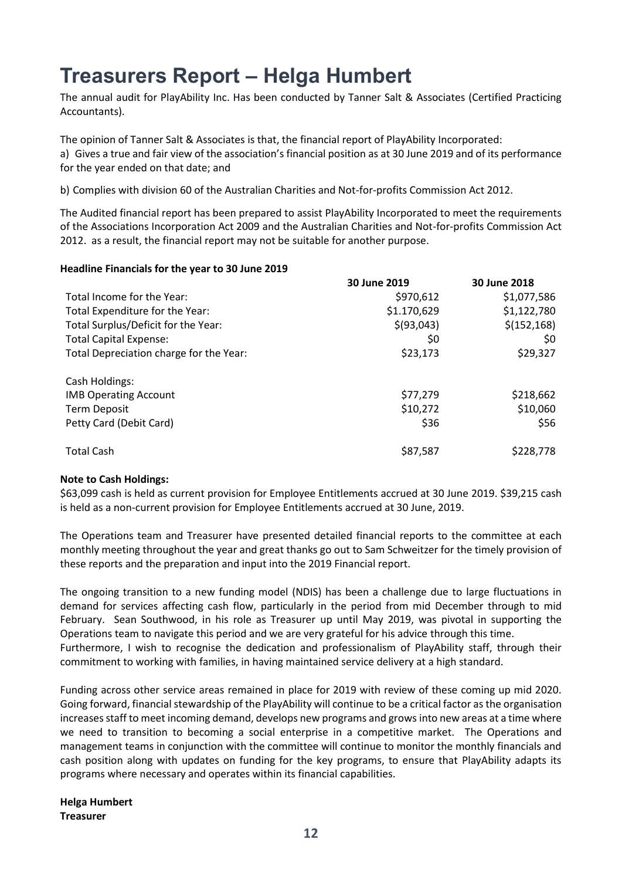# Treasurers Report – Helga Humbert

The annual audit for PlayAbility Inc. Has been conducted by Tanner Salt & Associates (Certified Practicing Accountants).

The opinion of Tanner Salt & Associates is that, the financial report of PlayAbility Incorporated:

a) Gives a true and fair view of the association's financial position as at 30 June 2019 and of its performance for the year ended on that date; and

b) Complies with division 60 of the Australian Charities and Not-for-profits Commission Act 2012.

The Audited financial report has been prepared to assist PlayAbility Incorporated to meet the requirements of the Associations Incorporation Act 2009 and the Australian Charities and Not-for-profits Commission Act 2012. as a result, the financial report may not be suitable for another purpose.

**Headline Financials for the year to 30 June 2019**

| | 30 June 2019 | 30 June 2018 |
|---|---|---|
| Total Income for the Year: | $970,612 | $1,077,586 |
| Total Expenditure for the Year: | $1.170,629 | $1,122,780 |
| Total Surplus/Deficit for the Year: | $(93,043) | $(152,168) |
| Total Capital Expense: | $0 | $0 |
| Total Depreciation charge for the Year: | $23,173 | $29,327 |
| Cash Holdings: | | |
| IMB Operating Account | $77,279 | $218,662 |
| Term Deposit | $10,272 | $10,060 |
| Petty Card (Debit Card) | $36 | $56 |
| Total Cash | $87,587 | $228,778 |

**Note to Cash Holdings:**

$63,099 cash is held as current provision for Employee Entitlements accrued at 30 June 2019. $39,215 cash is held as a non-current provision for Employee Entitlements accrued at 30 June, 2019.

The Operations team and Treasurer have presented detailed financial reports to the committee at each monthly meeting throughout the year and great thanks go out to Sam Schweitzer for the timely provision of these reports and the preparation and input into the 2019 Financial report.

The ongoing transition to a new funding model (NDIS) has been a challenge due to large fluctuations in demand for services affecting cash flow, particularly in the period from mid December through to mid February. Sean Southwood, in his role as Treasurer up until May 2019, was pivotal in supporting the Operations team to navigate this period and we are very grateful for his advice through this time.
Furthermore, I wish to recognise the dedication and professionalism of PlayAbility staff, through their commitment to working with families, in having maintained service delivery at a high standard.

Funding across other service areas remained in place for 2019 with review of these coming up mid 2020. Going forward, financial stewardship of the PlayAbility will continue to be a critical factor as the organisation increases staff to meet incoming demand, develops new programs and grows into new areas at a time where we need to transition to becoming a social enterprise in a competitive market. The Operations and management teams in conjunction with the committee will continue to monitor the monthly financials and cash position along with updates on funding for the key programs, to ensure that PlayAbility adapts its programs where necessary and operates within its financial capabilities.

**Helga Humbert**
**Treasurer**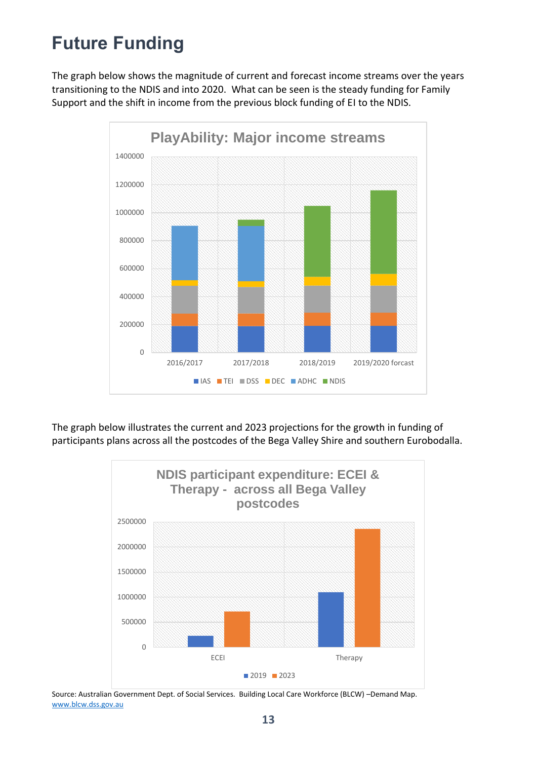# Future Funding

The graph below shows the magnitude of current and forecast income streams over the years transitioning to the NDIS and into 2020. What can be seen is the steady funding for Family Support and the shift in income from the previous block funding of EI to the NDIS.

The graph below illustrates the current and 2023 projections for the growth in funding of participants plans across all the postcodes of the Bega Valley Shire and southern Eurobodalla.

Source: Australian Government Dept. of Social Services. Building Local Care Workforce (BLCW) –Demand Map. www.blcw.dss.gov.au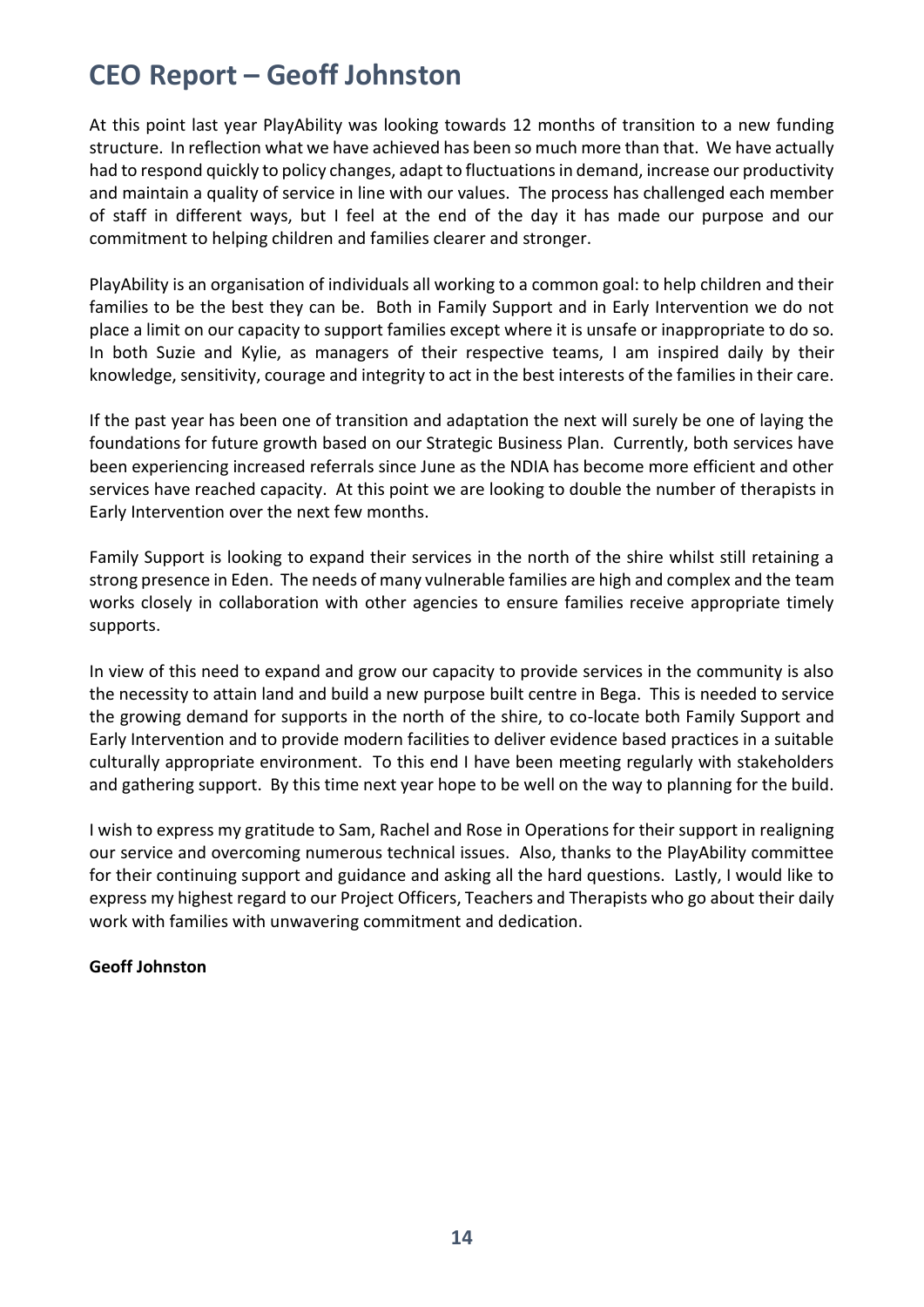# CEO Report – Geoff Johnston

At this point last year PlayAbility was looking towards 12 months of transition to a new funding structure. In reflection what we have achieved has been so much more than that. We have actually had to respond quickly to policy changes, adapt to fluctuations in demand, increase our productivity and maintain a quality of service in line with our values. The process has challenged each member of staff in different ways, but I feel at the end of the day it has made our purpose and our commitment to helping children and families clearer and stronger.

PlayAbility is an organisation of individuals all working to a common goal: to help children and their families to be the best they can be. Both in Family Support and in Early Intervention we do not place a limit on our capacity to support families except where it is unsafe or inappropriate to do so. In both Suzie and Kylie, as managers of their respective teams, I am inspired daily by their knowledge, sensitivity, courage and integrity to act in the best interests of the families in their care.

If the past year has been one of transition and adaptation the next will surely be one of laying the foundations for future growth based on our Strategic Business Plan. Currently, both services have been experiencing increased referrals since June as the NDIA has become more efficient and other services have reached capacity. At this point we are looking to double the number of therapists in Early Intervention over the next few months.

Family Support is looking to expand their services in the north of the shire whilst still retaining a strong presence in Eden. The needs of many vulnerable families are high and complex and the team works closely in collaboration with other agencies to ensure families receive appropriate timely supports.

In view of this need to expand and grow our capacity to provide services in the community is also the necessity to attain land and build a new purpose built centre in Bega. This is needed to service the growing demand for supports in the north of the shire, to co-locate both Family Support and Early Intervention and to provide modern facilities to deliver evidence based practices in a suitable culturally appropriate environment. To this end I have been meeting regularly with stakeholders and gathering support. By this time next year hope to be well on the way to planning for the build.

I wish to express my gratitude to Sam, Rachel and Rose in Operations for their support in realigning our service and overcoming numerous technical issues. Also, thanks to the PlayAbility committee for their continuing support and guidance and asking all the hard questions. Lastly, I would like to express my highest regard to our Project Officers, Teachers and Therapists who go about their daily work with families with unwavering commitment and dedication.

**Geoff Johnston**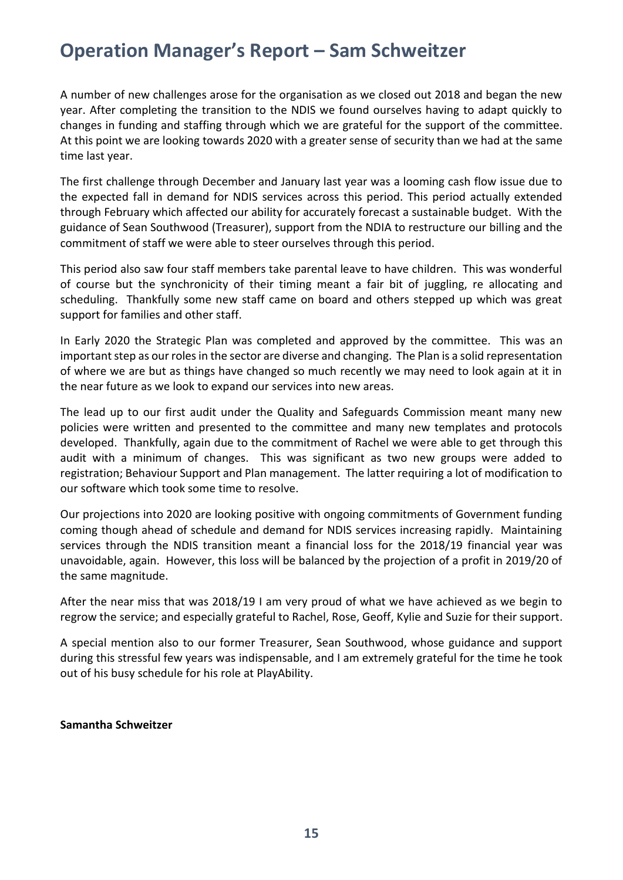# Operation Manager's Report – Sam Schweitzer

A number of new challenges arose for the organisation as we closed out 2018 and began the new year. After completing the transition to the NDIS we found ourselves having to adapt quickly to changes in funding and staffing through which we are grateful for the support of the committee. At this point we are looking towards 2020 with a greater sense of security than we had at the same time last year.

The first challenge through December and January last year was a looming cash flow issue due to the expected fall in demand for NDIS services across this period. This period actually extended through February which affected our ability for accurately forecast a sustainable budget. With the guidance of Sean Southwood (Treasurer), support from the NDIA to restructure our billing and the commitment of staff we were able to steer ourselves through this period.

This period also saw four staff members take parental leave to have children. This was wonderful of course but the synchronicity of their timing meant a fair bit of juggling, re allocating and scheduling. Thankfully some new staff came on board and others stepped up which was great support for families and other staff.

In Early 2020 the Strategic Plan was completed and approved by the committee. This was an important step as our roles in the sector are diverse and changing. The Plan is a solid representation of where we are but as things have changed so much recently we may need to look again at it in the near future as we look to expand our services into new areas.

The lead up to our first audit under the Quality and Safeguards Commission meant many new policies were written and presented to the committee and many new templates and protocols developed. Thankfully, again due to the commitment of Rachel we were able to get through this audit with a minimum of changes. This was significant as two new groups were added to registration; Behaviour Support and Plan management. The latter requiring a lot of modification to our software which took some time to resolve.

Our projections into 2020 are looking positive with ongoing commitments of Government funding coming though ahead of schedule and demand for NDIS services increasing rapidly. Maintaining services through the NDIS transition meant a financial loss for the 2018/19 financial year was unavoidable, again. However, this loss will be balanced by the projection of a profit in 2019/20 of the same magnitude.

After the near miss that was 2018/19 I am very proud of what we have achieved as we begin to regrow the service; and especially grateful to Rachel, Rose, Geoff, Kylie and Suzie for their support.

A special mention also to our former Treasurer, Sean Southwood, whose guidance and support during this stressful few years was indispensable, and I am extremely grateful for the time he took out of his busy schedule for his role at PlayAbility.

**Samantha Schweitzer**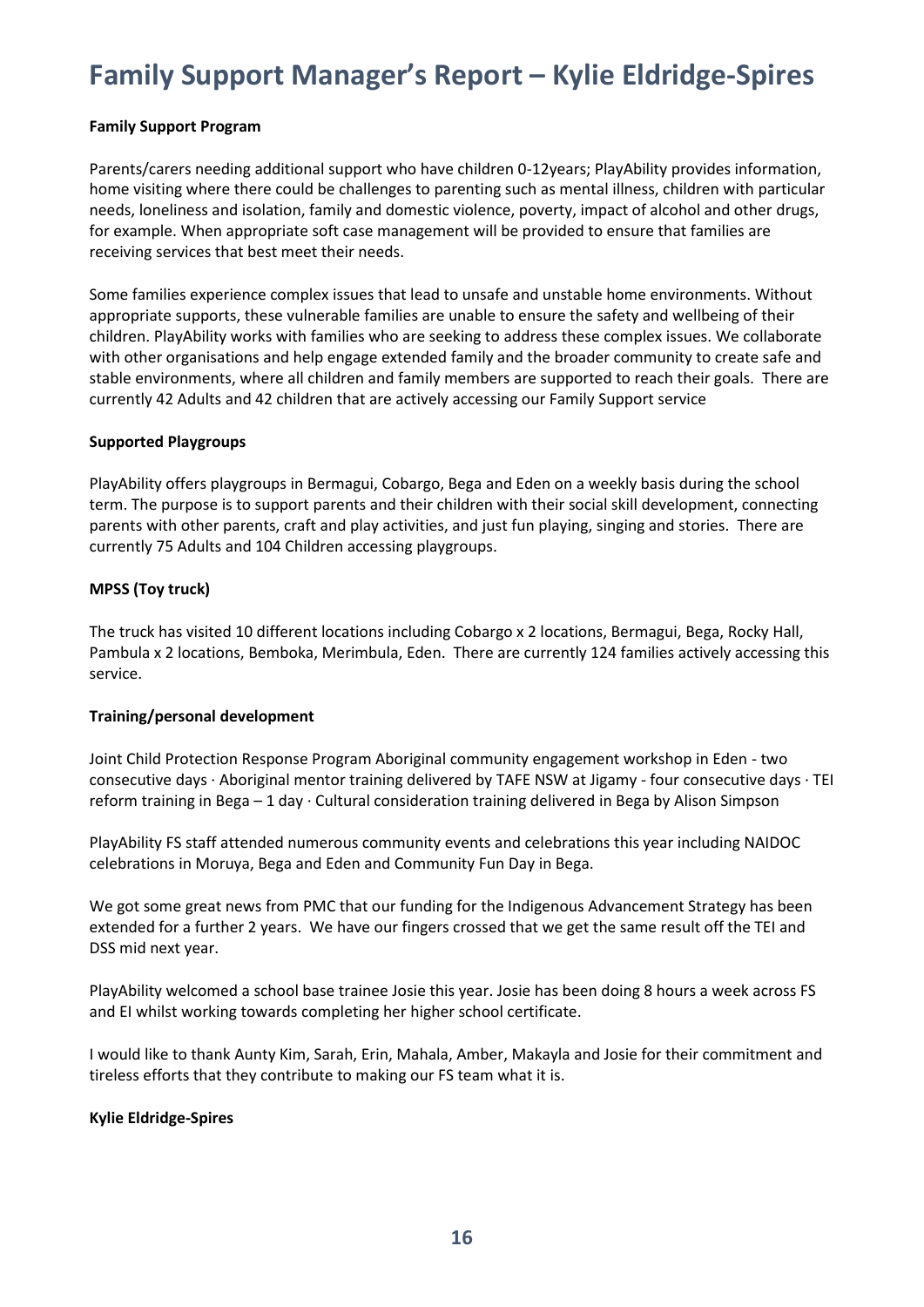# Family Support Manager's Report – Kylie Eldridge-Spires

**Family Support Program**

Parents/carers needing additional support who have children 0-12years; PlayAbility provides information, home visiting where there could be challenges to parenting such as mental illness, children with particular needs, loneliness and isolation, family and domestic violence, poverty, impact of alcohol and other drugs, for example. When appropriate soft case management will be provided to ensure that families are receiving services that best meet their needs.

Some families experience complex issues that lead to unsafe and unstable home environments. Without appropriate supports, these vulnerable families are unable to ensure the safety and wellbeing of their children. PlayAbility works with families who are seeking to address these complex issues. We collaborate with other organisations and help engage extended family and the broader community to create safe and stable environments, where all children and family members are supported to reach their goals. There are currently 42 Adults and 42 children that are actively accessing our Family Support service

**Supported Playgroups**

PlayAbility offers playgroups in Bermagui, Cobargo, Bega and Eden on a weekly basis during the school term. The purpose is to support parents and their children with their social skill development, connecting parents with other parents, craft and play activities, and just fun playing, singing and stories. There are currently 75 Adults and 104 Children accessing playgroups.

**MPSS (Toy truck)**

The truck has visited 10 different locations including Cobargo x 2 locations, Bermagui, Bega, Rocky Hall, Pambula x 2 locations, Bemboka, Merimbula, Eden. There are currently 124 families actively accessing this service.

**Training/personal development**

Joint Child Protection Response Program Aboriginal community engagement workshop in Eden - two consecutive days · Aboriginal mentor training delivered by TAFE NSW at Jigamy - four consecutive days · TEI reform training in Bega – 1 day · Cultural consideration training delivered in Bega by Alison Simpson

PlayAbility FS staff attended numerous community events and celebrations this year including NAIDOC celebrations in Moruya, Bega and Eden and Community Fun Day in Bega.

We got some great news from PMC that our funding for the Indigenous Advancement Strategy has been extended for a further 2 years. We have our fingers crossed that we get the same result off the TEI and DSS mid next year.

PlayAbility welcomed a school base trainee Josie this year. Josie has been doing 8 hours a week across FS and EI whilst working towards completing her higher school certificate.

I would like to thank Aunty Kim, Sarah, Erin, Mahala, Amber, Makayla and Josie for their commitment and tireless efforts that they contribute to making our FS team what it is.

**Kylie Eldridge-Spires**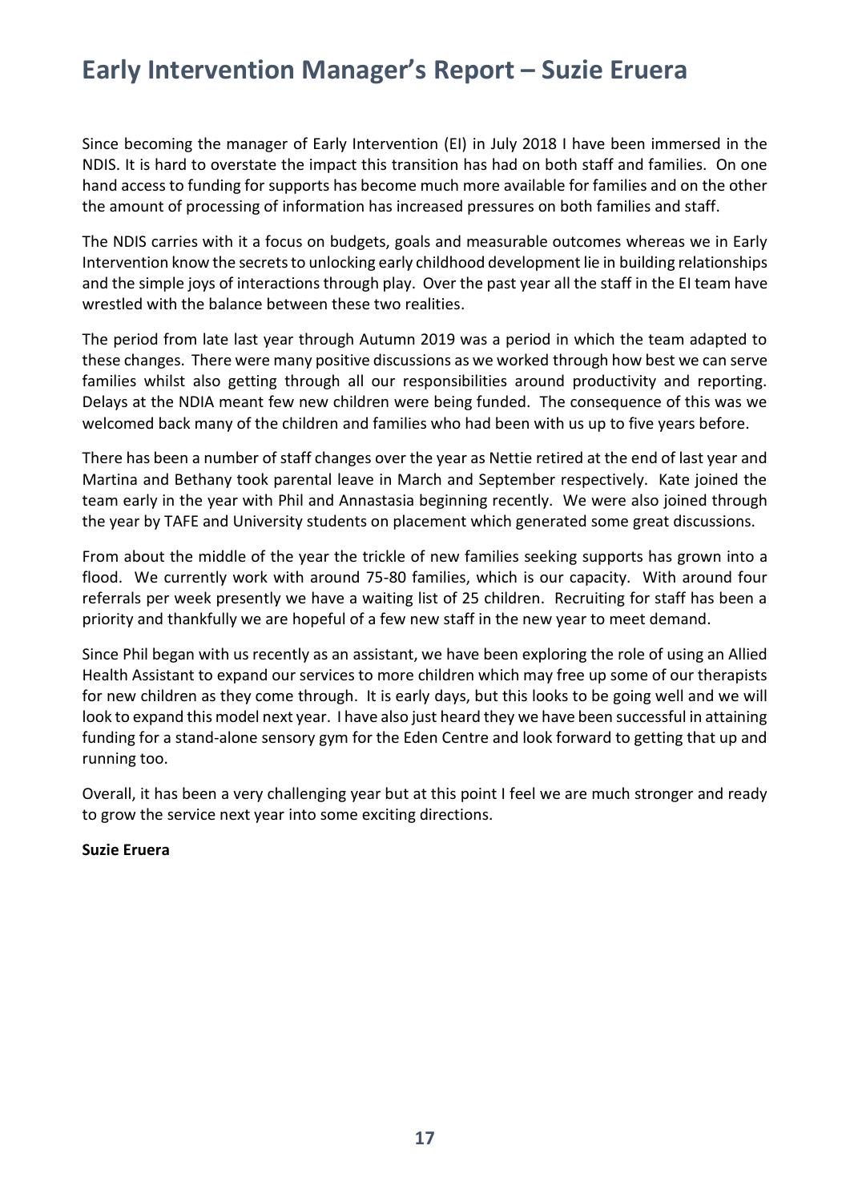# Early Intervention Manager's Report – Suzie Eruera

Since becoming the manager of Early Intervention (EI) in July 2018 I have been immersed in the NDIS. It is hard to overstate the impact this transition has had on both staff and families. On one hand access to funding for supports has become much more available for families and on the other the amount of processing of information has increased pressures on both families and staff.

The NDIS carries with it a focus on budgets, goals and measurable outcomes whereas we in Early Intervention know the secrets to unlocking early childhood development lie in building relationships and the simple joys of interactions through play. Over the past year all the staff in the EI team have wrestled with the balance between these two realities.

The period from late last year through Autumn 2019 was a period in which the team adapted to these changes. There were many positive discussions as we worked through how best we can serve families whilst also getting through all our responsibilities around productivity and reporting. Delays at the NDIA meant few new children were being funded. The consequence of this was we welcomed back many of the children and families who had been with us up to five years before.

There has been a number of staff changes over the year as Nettie retired at the end of last year and Martina and Bethany took parental leave in March and September respectively. Kate joined the team early in the year with Phil and Annastasia beginning recently. We were also joined through the year by TAFE and University students on placement which generated some great discussions.

From about the middle of the year the trickle of new families seeking supports has grown into a flood. We currently work with around 75-80 families, which is our capacity. With around four referrals per week presently we have a waiting list of 25 children. Recruiting for staff has been a priority and thankfully we are hopeful of a few new staff in the new year to meet demand.

Since Phil began with us recently as an assistant, we have been exploring the role of using an Allied Health Assistant to expand our services to more children which may free up some of our therapists for new children as they come through. It is early days, but this looks to be going well and we will look to expand this model next year. I have also just heard they we have been successful in attaining funding for a stand-alone sensory gym for the Eden Centre and look forward to getting that up and running too.

Overall, it has been a very challenging year but at this point I feel we are much stronger and ready to grow the service next year into some exciting directions.

**Suzie Eruera**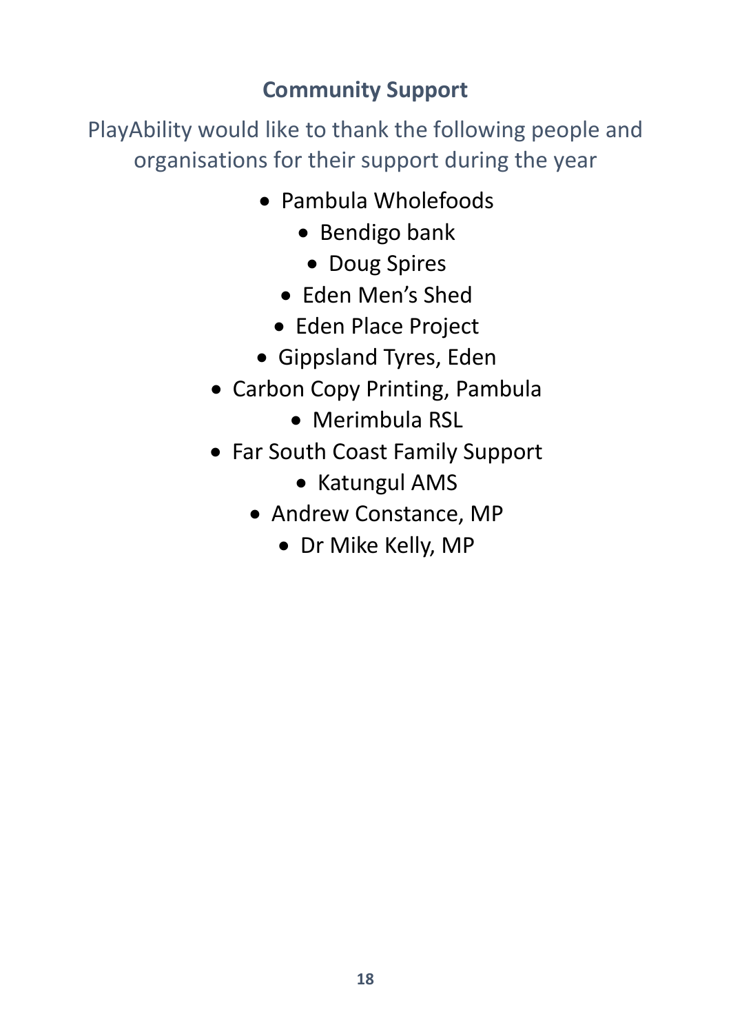## Community Support

PlayAbility would like to thank the following people and organisations for their support during the year

- Pambula Wholefoods
- Bendigo bank
- Doug Spires
- Eden Men's Shed
- Eden Place Project
- Gippsland Tyres, Eden
- Carbon Copy Printing, Pambula
- Merimbula RSL
- Far South Coast Family Support
- Katungul AMS
- Andrew Constance, MP
- Dr Mike Kelly, MP